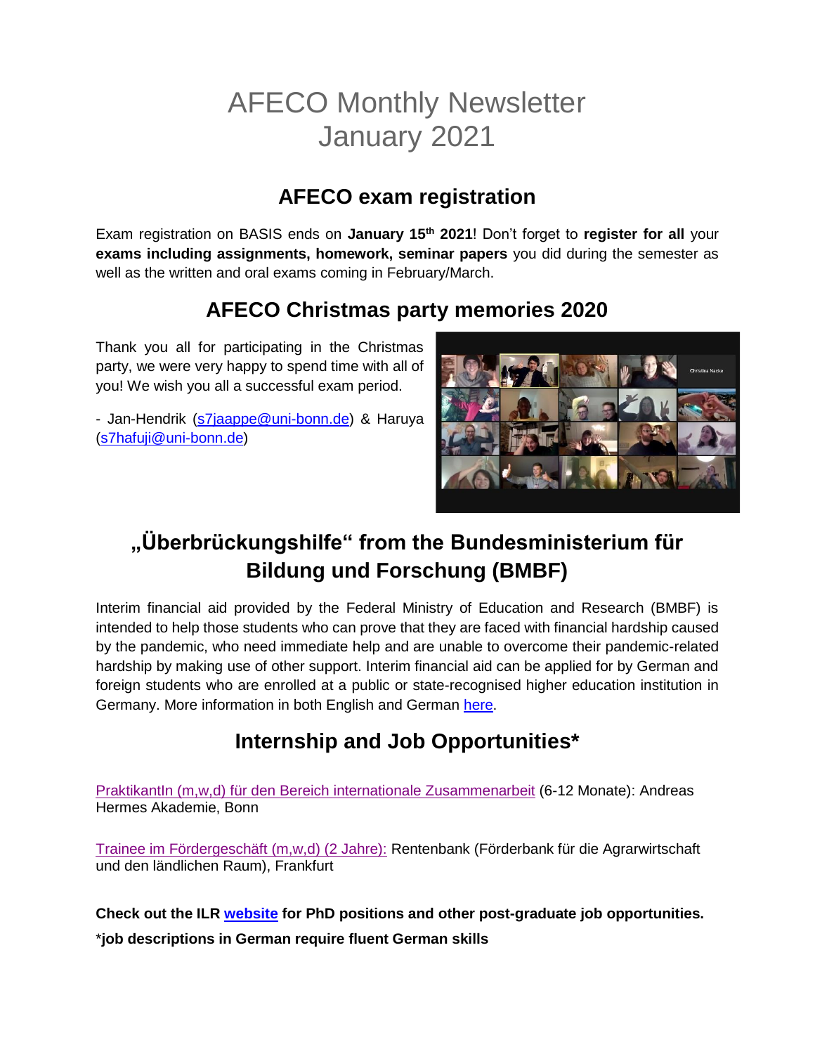# AFECO Monthly Newsletter
# January 2021

## AFECO exam registration

Exam registration on BASIS ends on **January 15th 2021**! Don't forget to **register for all** your **exams including assignments, homework, seminar papers** you did during the semester as well as the written and oral exams coming in February/March.

## AFECO Christmas party memories 2020

Thank you all for participating in the Christmas party, we were very happy to spend time with all of you! We wish you all a successful exam period.

- Jan-Hendrik (s7jaappe@uni-bonn.de) & Haruya (s7hafuji@uni-bonn.de)

## „Überbrückungshilfe" from the Bundesministerium für Bildung und Forschung (BMBF)

Interim financial aid provided by the Federal Ministry of Education and Research (BMBF) is intended to help those students who can prove that they are faced with financial hardship caused by the pandemic, who need immediate help and are unable to overcome their pandemic-related hardship by making use of other support. Interim financial aid can be applied for by German and foreign students who are enrolled at a public or state-recognised higher education institution in Germany. More information in both English and German here.

## Internship and Job Opportunities*

PraktikantIn (m,w,d) für den Bereich internationale Zusammenarbeit (6-12 Monate): Andreas Hermes Akademie, Bonn

Trainee im Fördergeschäft (m,w,d) (2 Jahre): Rentenbank (Förderbank für die Agrarwirtschaft und den ländlichen Raum), Frankfurt

**Check out the ILR website for PhD positions and other post-graduate job opportunities.**

***job descriptions in German require fluent German skills**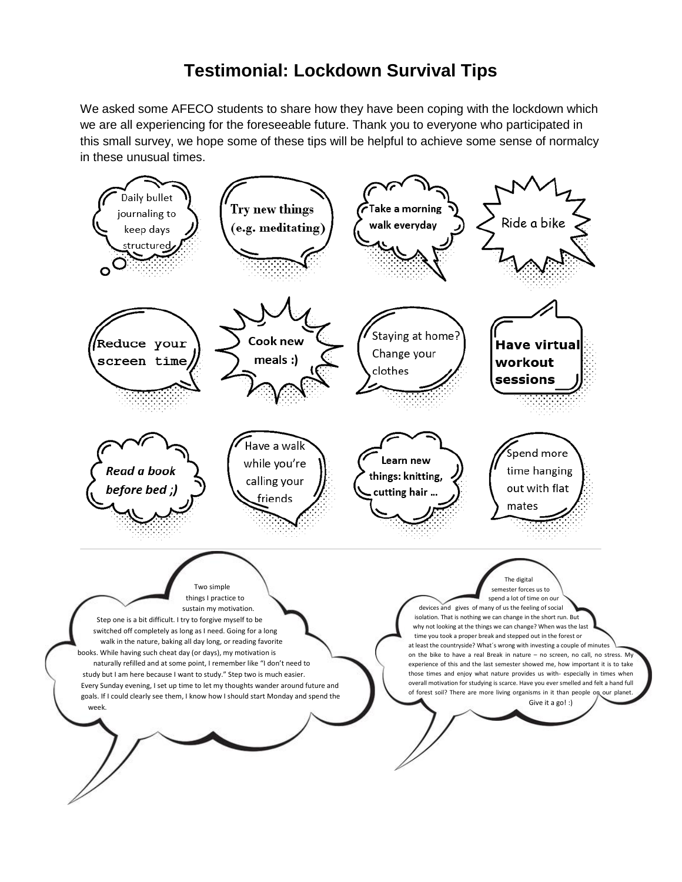# Testimonial: Lockdown Survival Tips

We asked some AFECO students to share how they have been coping with the lockdown which we are all experiencing for the foreseeable future. Thank you to everyone who participated in this small survey, we hope some of these tips will be helpful to achieve some sense of normalcy in these unusual times.

- Daily bullet journaling to keep days structured
- **Try new things (e.g. meditating)**
- **Take a morning walk everyday**
- Ride a bike
- Reduce your screen time
- **Cook new meals :)**
- Staying at home? Change your clothes
- **Have virtual workout sessions**
- ***Read a book before bed ;)***
- Have a walk while you're calling your friends
- **Learn new things: knitting, cutting hair …**
- Spend more time hanging out with flat mates

---

Two simple things I practice to sustain my motivation. Step one is a bit difficult. I try to forgive myself to be switched off completely as long as I need. Going for a long walk in the nature, baking all day long, or reading favorite books. While having such cheat day (or days), my motivation is naturally refilled and at some point, I remember like "I don't need to study but I am here because I want to study." Step two is much easier. Every Sunday evening, I set up time to let my thoughts wander around future and goals. If I could clearly see them, I know how I should start Monday and spend the week.

The digital semester forces us to spend a lot of time on our devices and gives of many of us the feeling of social isolation. That is nothing we can change in the short run. But why not looking at the things we can change? When was the last time you took a proper break and stepped out in the forest or at least the countryside? What´s wrong with investing a couple of minutes on the bike to have a real Break in nature – no screen, no call, no stress. My experience of this and the last semester showed me, how important it is to take those times and enjoy what nature provides us with- especially in times when overall motivation for studying is scarce. Have you ever smelled and felt a hand full of forest soil? There are more living organisms in it than people on our planet. Give it a go! :)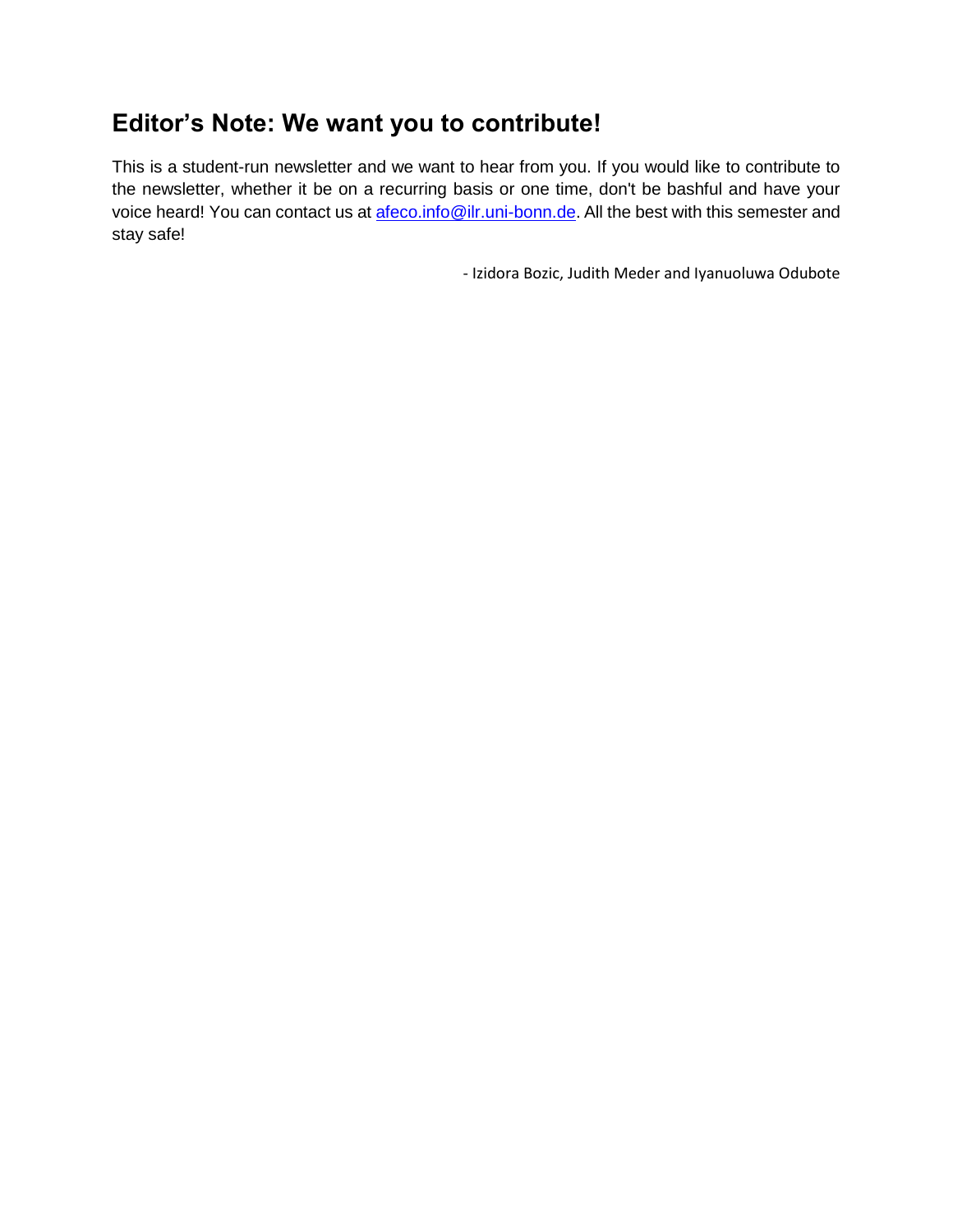## Editor's Note: We want you to contribute!

This is a student-run newsletter and we want to hear from you. If you would like to contribute to the newsletter, whether it be on a recurring basis or one time, don't be bashful and have your voice heard! You can contact us at [afeco.info@ilr.uni-bonn.de](mailto:afeco.info@ilr.uni-bonn.de). All the best with this semester and stay safe!

- Izidora Bozic, Judith Meder and Iyanuoluwa Odubote